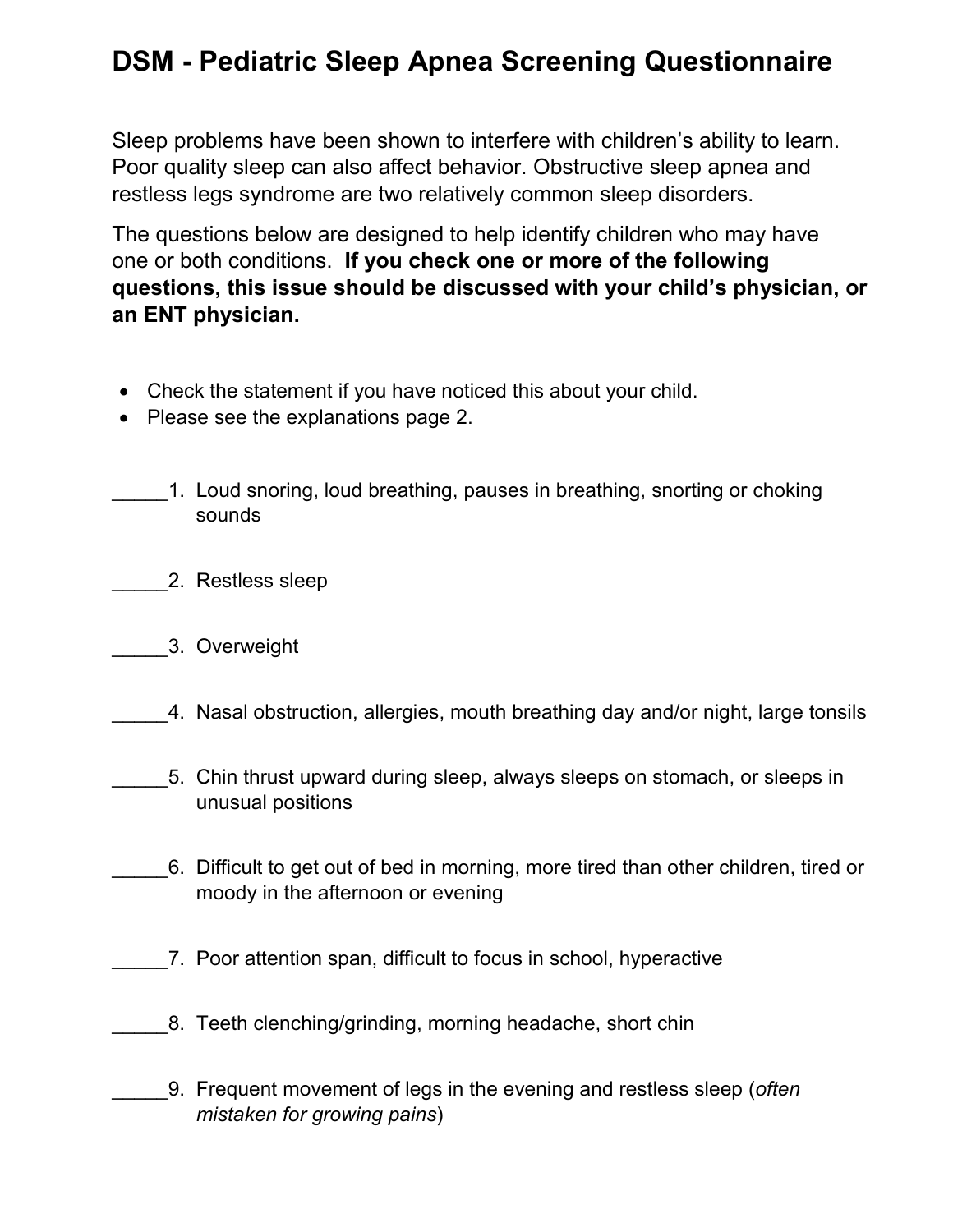# DSM - Pediatric Sleep Apnea Screening Questionnaire

Sleep problems have been shown to interfere with children's ability to learn. Poor quality sleep can also affect behavior. Obstructive sleep apnea and restless legs syndrome are two relatively common sleep disorders.

The questions below are designed to help identify children who may have one or both conditions. **If you check one or more of the following questions, this issue should be discussed with your child's physician, or an ENT physician.**

- Check the statement if you have noticed this about your child.
- Please see the explanations page 2.

_____1. Loud snoring, loud breathing, pauses in breathing, snorting or choking sounds

_____2. Restless sleep

_____3. Overweight

_____4. Nasal obstruction, allergies, mouth breathing day and/or night, large tonsils

_____5. Chin thrust upward during sleep, always sleeps on stomach, or sleeps in unusual positions

_____6. Difficult to get out of bed in morning, more tired than other children, tired or moody in the afternoon or evening

_____7. Poor attention span, difficult to focus in school, hyperactive

_____8. Teeth clenching/grinding, morning headache, short chin

_____9. Frequent movement of legs in the evening and restless sleep (*often mistaken for growing pains*)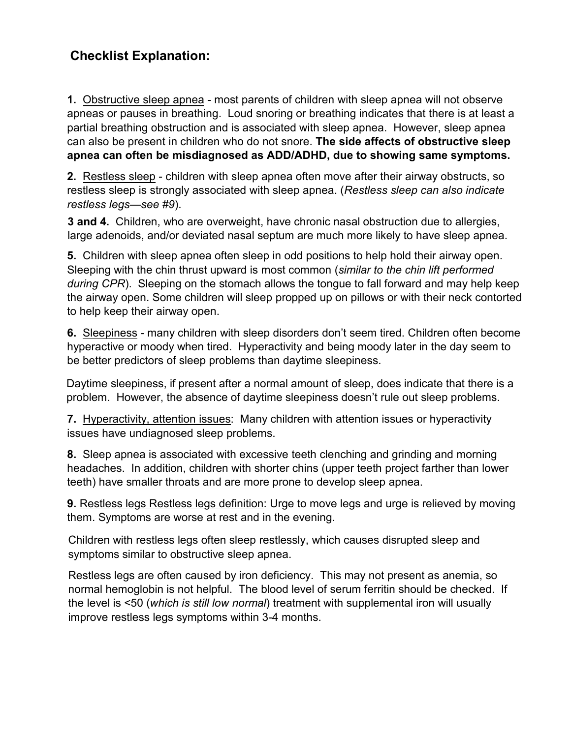## Checklist Explanation:

**1.** Obstructive sleep apnea - most parents of children with sleep apnea will not observe apneas or pauses in breathing. Loud snoring or breathing indicates that there is at least a partial breathing obstruction and is associated with sleep apnea. However, sleep apnea can also be present in children who do not snore. **The side affects of obstructive sleep apnea can often be misdiagnosed as ADD/ADHD, due to showing same symptoms.**

**2.** Restless sleep - children with sleep apnea often move after their airway obstructs, so restless sleep is strongly associated with sleep apnea. (*Restless sleep can also indicate restless legs—see #9*).

**3 and 4.** Children, who are overweight, have chronic nasal obstruction due to allergies, large adenoids, and/or deviated nasal septum are much more likely to have sleep apnea.

**5.** Children with sleep apnea often sleep in odd positions to help hold their airway open. Sleeping with the chin thrust upward is most common (*similar to the chin lift performed during CPR*). Sleeping on the stomach allows the tongue to fall forward and may help keep the airway open. Some children will sleep propped up on pillows or with their neck contorted to help keep their airway open.

**6.** Sleepiness - many children with sleep disorders don't seem tired. Children often become hyperactive or moody when tired. Hyperactivity and being moody later in the day seem to be better predictors of sleep problems than daytime sleepiness.

Daytime sleepiness, if present after a normal amount of sleep, does indicate that there is a problem. However, the absence of daytime sleepiness doesn't rule out sleep problems.

**7.** Hyperactivity, attention issues: Many children with attention issues or hyperactivity issues have undiagnosed sleep problems.

**8.** Sleep apnea is associated with excessive teeth clenching and grinding and morning headaches. In addition, children with shorter chins (upper teeth project farther than lower teeth) have smaller throats and are more prone to develop sleep apnea.

**9.** Restless legs Restless legs definition: Urge to move legs and urge is relieved by moving them. Symptoms are worse at rest and in the evening.

Children with restless legs often sleep restlessly, which causes disrupted sleep and symptoms similar to obstructive sleep apnea.

Restless legs are often caused by iron deficiency. This may not present as anemia, so normal hemoglobin is not helpful. The blood level of serum ferritin should be checked. If the level is <50 (*which is still low normal*) treatment with supplemental iron will usually improve restless legs symptoms within 3-4 months.